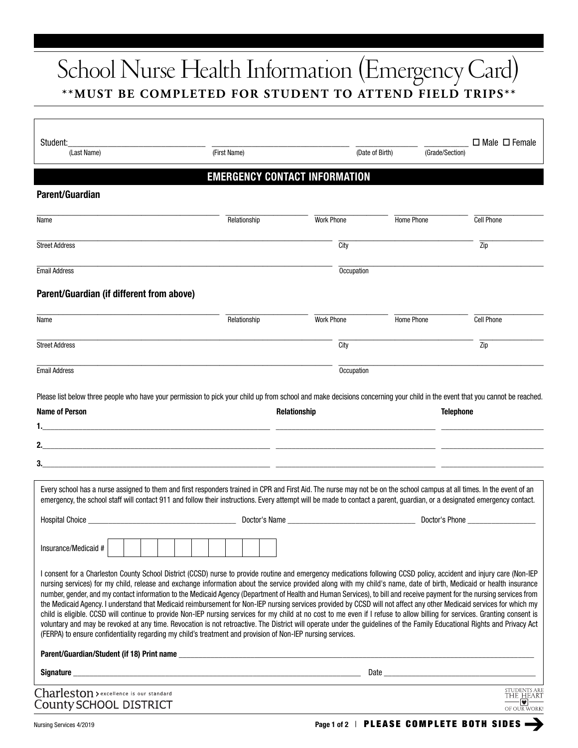# School Nurse Health Information (Emergency Card)

**\*\*MUST BE COMPLETED FOR STUDENT TO ATTEND FIELD TRIPS\*\***

Student:\_\_\_\_\_\_\_\_\_\_\_\_\_\_\_\_\_\_\_\_ \_\_\_\_\_\_\_\_\_\_\_\_\_\_\_\_\_\_\_\_ \_\_\_\_\_\_\_\_\_\_ \_\_\_\_\_\_\_\_\_\_ ☐ Male ☐ Female

(Last Name) (First Name) (Date of Birth) (Grade/Section)

## EMERGENCY CONTACT INFORMATION

### Parent/Guardian

| Name | Relationship | Work Phone | Home Phone | Cell Phone |
|---|---|---|---|---|
| | | | | |

| Street Address | City | Zip |
|---|---|---|
| | | |

| Email Address | Occupation |
|---|---|
| | |

### Parent/Guardian (if different from above)

| Name | Relationship | Work Phone | Home Phone | Cell Phone |
|---|---|---|---|---|
| | | | | |

| Street Address | City | Zip |
|---|---|---|
| | | |

| Email Address | Occupation |
|---|---|
| | |

Please list below three people who have your permission to pick your child up from school and make decisions concerning your child in the event that you cannot be reached.

| Name of Person | Relationship | Telephone |
|---|---|---|
| 1. | | |
| 2. | | |
| 3. | | |

Every school has a nurse assigned to them and first responders trained in CPR and First Aid. The nurse may not be on the school campus at all times. In the event of an emergency, the school staff will contact 911 and follow their instructions. Every attempt will be made to contact a parent, guardian, or a designated emergency contact.

Hospital Choice \_\_\_\_\_\_\_\_\_\_\_\_\_\_\_\_\_\_\_\_ Doctor's Name \_\_\_\_\_\_\_\_\_\_\_\_\_\_\_\_\_\_\_\_ Doctor's Phone \_\_\_\_\_\_\_\_\_\_

Insurance/Medicaid # | | | | | | | | | | | |

I consent for a Charleston County School District (CCSD) nurse to provide routine and emergency medications following CCSD policy, accident and injury care (Non-IEP nursing services) for my child, release and exchange information about the service provided along with my child's name, date of birth, Medicaid or health insurance number, gender, and my contact information to the Medicaid Agency (Department of Health and Human Services), to bill and receive payment for the nursing services from the Medicaid Agency. I understand that Medicaid reimbursement for Non-IEP nursing services provided by CCSD will not affect any other Medicaid services for which my child is eligible. CCSD will continue to provide Non-IEP nursing services for my child at no cost to me even if I refuse to allow billing for services. Granting consent is voluntary and may be revoked at any time. Revocation is not retroactive. The District will operate under the guidelines of the Family Educational Rights and Privacy Act (FERPA) to ensure confidentiality regarding my child's treatment and provision of Non-IEP nursing services.

**Parent/Guardian/Student (if 18) Print name** \_\_\_\_\_\_\_\_\_\_\_\_\_\_\_\_\_\_\_\_\_\_\_\_\_\_\_\_\_\_

**Signature** \_\_\_\_\_\_\_\_\_\_\_\_\_\_\_\_\_\_\_\_\_\_\_\_\_\_\_\_\_\_ Date \_\_\_\_\_\_\_\_\_\_\_\_\_\_\_\_

Charleston County SCHOOL DISTRICT > excellence is our standard

STUDENTS ARE THE HEART OF OUR WORK!

Nursing Services 4/2019

PLEASE COMPLETE BOTH SIDES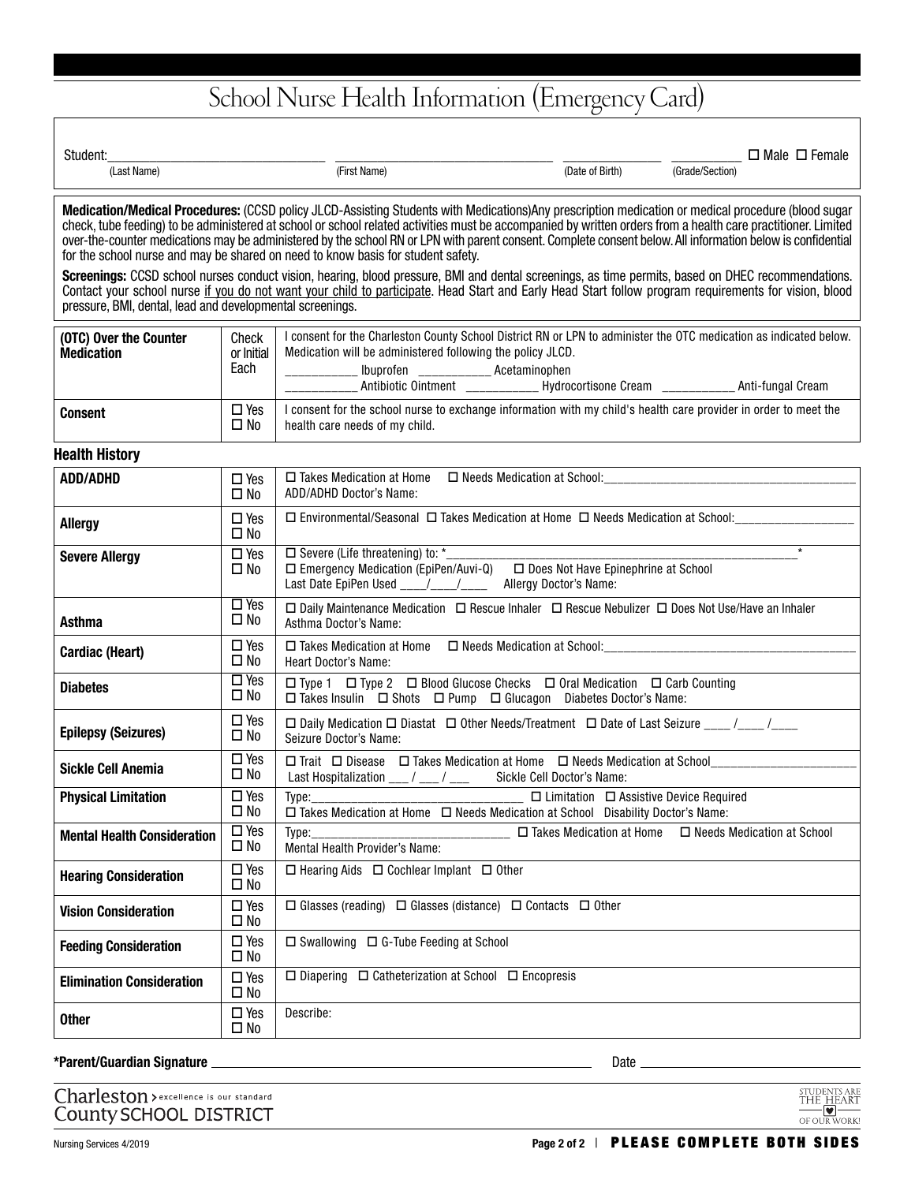# School Nurse Health Information (Emergency Card)

Student:________________________________ ________________________________ ______________ __________ ☐ Male ☐ Female
(Last Name) (First Name) (Date of Birth) (Grade/Section)

**Medication/Medical Procedures:** (CCSD policy JLCD-Assisting Students with Medications)Any prescription medication or medical procedure (blood sugar check, tube feeding) to be administered at school or school related activities must be accompanied by written orders from a health care practitioner. Limited over-the-counter medications may be administered by the school RN or LPN with parent consent. Complete consent below. All information below is confidential for the school nurse and may be shared on need to know basis for student safety.

**Screenings:** CCSD school nurses conduct vision, hearing, blood pressure, BMI and dental screenings, as time permits, based on DHEC recommendations. Contact your school nurse <u>if you do not want your child to participate</u>. Head Start and Early Head Start follow program requirements for vision, blood pressure, BMI, dental, lead and developmental screenings.

| | | |
|---|---|---|
| **(OTC) Over the Counter Medication** | Check or Initial Each | I consent for the Charleston County School District RN or LPN to administer the OTC medication as indicated below. Medication will be administered following the policy JLCD.<br>___________ Ibuprofen ___________ Acetaminophen<br>___________ Antibiotic Ointment ___________ Hydrocortisone Cream ___________ Anti-fungal Cream |
| **Consent** | ☐ Yes<br>☐ No | I consent for the school nurse to exchange information with my child's health care provider in order to meet the health care needs of my child. |

### Health History

| | | |
|---|---|---|
| **ADD/ADHD** | ☐ Yes<br>☐ No | ☐ Takes Medication at Home ☐ Needs Medication at School:_______________________________________<br>ADD/ADHD Doctor's Name: |
| **Allergy** | ☐ Yes<br>☐ No | ☐ Environmental/Seasonal ☐ Takes Medication at Home ☐ Needs Medication at School:__________________ |
| **Severe Allergy** | ☐ Yes<br>☐ No | ☐ Severe (Life threatening) to: *_______________________________________________________*<br>☐ Emergency Medication (EpiPen/Auvi-Q) ☐ Does Not Have Epinephrine at School<br>Last Date EpiPen Used ____/____/____ Allergy Doctor's Name: |
| **Asthma** | ☐ Yes<br>☐ No | ☐ Daily Maintenance Medication ☐ Rescue Inhaler ☐ Rescue Nebulizer ☐ Does Not Use/Have an Inhaler<br>Asthma Doctor's Name: |
| **Cardiac (Heart)** | ☐ Yes<br>☐ No | ☐ Takes Medication at Home ☐ Needs Medication at School:_______________________________________<br>Heart Doctor's Name: |
| **Diabetes** | ☐ Yes<br>☐ No | ☐ Type 1 ☐ Type 2 ☐ Blood Glucose Checks ☐ Oral Medication ☐ Carb Counting<br>☐ Takes Insulin ☐ Shots ☐ Pump ☐ Glucagon Diabetes Doctor's Name: |
| **Epilepsy (Seizures)** | ☐ Yes<br>☐ No | ☐ Daily Medication ☐ Diastat ☐ Other Needs/Treatment ☐ Date of Last Seizure ____/____/____<br>Seizure Doctor's Name: |
| **Sickle Cell Anemia** | ☐ Yes<br>☐ No | ☐ Trait ☐ Disease ☐ Takes Medication at Home ☐ Needs Medication at School______________________<br>Last Hospitalization ___/___/___ Sickle Cell Doctor's Name: |
| **Physical Limitation** | ☐ Yes<br>☐ No | Type:________________________________ ☐ Limitation ☐ Assistive Device Required<br>☐ Takes Medication at Home ☐ Needs Medication at School Disability Doctor's Name: |
| **Mental Health Consideration** | ☐ Yes<br>☐ No | Type:________________________________ ☐ Takes Medication at Home ☐ Needs Medication at School<br>Mental Health Provider's Name: |
| **Hearing Consideration** | ☐ Yes<br>☐ No | ☐ Hearing Aids ☐ Cochlear Implant ☐ Other |
| **Vision Consideration** | ☐ Yes<br>☐ No | ☐ Glasses (reading) ☐ Glasses (distance) ☐ Contacts ☐ Other |
| **Feeding Consideration** | ☐ Yes<br>☐ No | ☐ Swallowing ☐ G-Tube Feeding at School |
| **Elimination Consideration** | ☐ Yes<br>☐ No | ☐ Diapering ☐ Catheterization at School ☐ Encopresis |
| **Other** | ☐ Yes<br>☐ No | Describe: |

**\*Parent/Guardian Signature** ______________________________________________ Date ______________________

Charleston > excellence is our standard
County SCHOOL DISTRICT

STUDENTS ARE THE HEART OF OUR WORK!

Nursing Services 4/2019

**PLEASE COMPLETE BOTH SIDES**